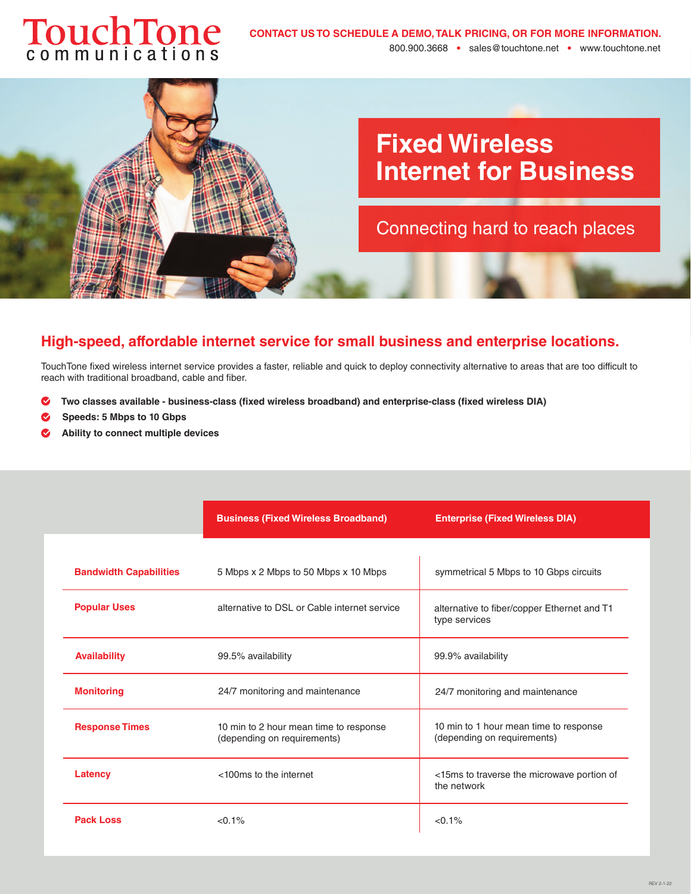TouchTone communications

**CONTACT US TO SCHEDULE A DEMO, TALK PRICING, OR FOR MORE INFORMATION.**

800.900.3668 • sales@touchtone.net • www.touchtone.net

# Fixed Wireless Internet for Business

Connecting hard to reach places

## High-speed, affordable internet service for small business and enterprise locations.

TouchTone fixed wireless internet service provides a faster, reliable and quick to deploy connectivity alternative to areas that are too difficult to reach with traditional broadband, cable and fiber.

- **Two classes available - business-class (fixed wireless broadband) and enterprise-class (fixed wireless DIA)**
- **Speeds: 5 Mbps to 10 Gbps**
- **Ability to connect multiple devices**

| | Business (Fixed Wireless Broadband) | Enterprise (Fixed Wireless DIA) |
|---|---|---|
| **Bandwidth Capabilities** | 5 Mbps x 2 Mbps to 50 Mbps x 10 Mbps | symmetrical 5 Mbps to 10 Gbps circuits |
| **Popular Uses** | alternative to DSL or Cable internet service | alternative to fiber/copper Ethernet and T1 type services |
| **Availability** | 99.5% availability | 99.9% availability |
| **Monitoring** | 24/7 monitoring and maintenance | 24/7 monitoring and maintenance |
| **Response Times** | 10 min to 2 hour mean time to response (depending on requirements) | 10 min to 1 hour mean time to response (depending on requirements) |
| **Latency** | <100ms to the internet | <15ms to traverse the microwave portion of the network |
| **Pack Loss** | <0.1% | <0.1% |

REV 2-1-22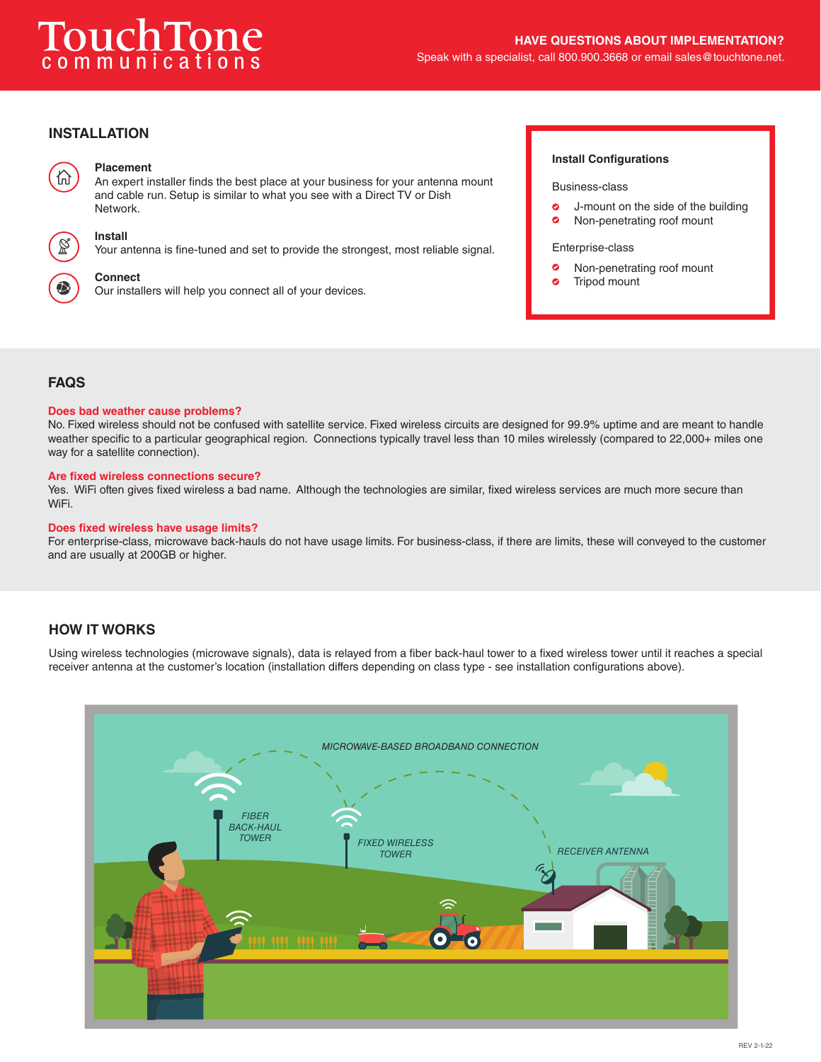# TouchTone communications

**HAVE QUESTIONS ABOUT IMPLEMENTATION?**
Speak with a specialist, call 800.900.3668 or email sales@touchtone.net.

## INSTALLATION

**Placement**
An expert installer finds the best place at your business for your antenna mount and cable run. Setup is similar to what you see with a Direct TV or Dish Network.

**Install**
Your antenna is fine-tuned and set to provide the strongest, most reliable signal.

**Connect**
Our installers will help you connect all of your devices.

### Install Configurations

Business-class

- J-mount on the side of the building
- Non-penetrating roof mount

Enterprise-class

- Non-penetrating roof mount
- Tripod mount

## FAQS

**Does bad weather cause problems?**
No. Fixed wireless should not be confused with satellite service. Fixed wireless circuits are designed for 99.9% uptime and are meant to handle weather specific to a particular geographical region. Connections typically travel less than 10 miles wirelessly (compared to 22,000+ miles one way for a satellite connection).

**Are fixed wireless connections secure?**
Yes. WiFi often gives fixed wireless a bad name. Although the technologies are similar, fixed wireless services are much more secure than WiFi.

**Does fixed wireless have usage limits?**
For enterprise-class, microwave back-hauls do not have usage limits. For business-class, if there are limits, these will conveyed to the customer and are usually at 200GB or higher.

## HOW IT WORKS

Using wireless technologies (microwave signals), data is relayed from a fiber back-haul tower to a fixed wireless tower until it reaches a special receiver antenna at the customer's location (installation differs depending on class type - see installation configurations above).

MICROWAVE-BASED BROADBAND CONNECTION

FIBER BACK-HAUL TOWER

FIXED WIRELESS TOWER

RECEIVER ANTENNA

REV 2-1-22